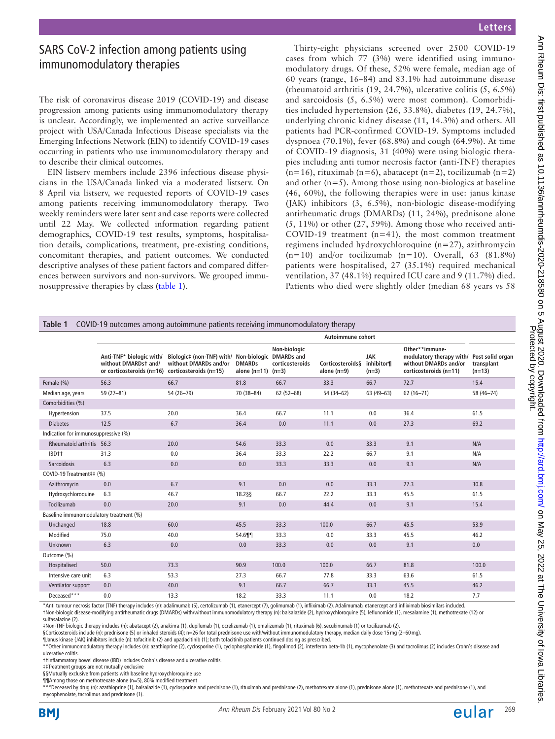# SARS CoV-2 infection among patients using immunomodulatory therapies

The risk of coronavirus disease 2019 (COVID-19) and disease progression among patients using immunomodulatory therapy is unclear. Accordingly, we implemented an active surveillance project with USA/Canada Infectious Disease specialists via the Emerging Infections Network (EIN) to identify COVID-19 cases occurring in patients who use immunomodulatory therapy and to describe their clinical outcomes.

EIN listserv members include 2396 infectious disease physicians in the USA/Canada linked via a moderated listserv. On 8 April via listserv, we requested reports of COVID-19 cases among patients receiving immunomodulatory therapy. Two weekly reminders were later sent and case reports were collected until 22 May. We collected information regarding patient demographics, COVID-19 test results, symptoms, hospitalisation details, complications, treatment, pre-existing conditions, concomitant therapies, and patient outcomes. We conducted descriptive analyses of these patient factors and compared differences between survivors and non-survivors. We grouped immunosuppressive therapies by class (table 1).

Thirty-eight physicians screened over 2500 COVID-19 cases from which 77 (3%) were identified using immunomodulatory drugs. Of these, 52% were female, median age of 60 years (range, 16–84) and 83.1% had autoimmune disease (rheumatoid arthritis (19, 24.7%), ulcerative colitis (5, 6.5%) and sarcoidosis (5, 6.5%) were most common). Comorbidities included hypertension (26, 33.8%), diabetes (19, 24.7%), underlying chronic kidney disease (11, 14.3%) and others. All patients had PCR-confirmed COVID-19. Symptoms included dyspnoea (70.1%), fever (68.8%) and cough (64.9%). At time of COVID-19 diagnosis, 31 (40%) were using biologic therapies including anti tumor necrosis factor (anti-TNF) therapies (n=16), rituximab (n=6), abatacept (n=2), tocilizumab (n=2) and other (n=5). Among those using non-biologics at baseline (46, 60%), the following therapies were in use: janus kinase (JAK) inhibitors (3, 6.5%), non-biologic disease-modifying antirheumatic drugs (DMARDs) (11, 24%), prednisone alone (5, 11%) or other (27, 59%). Among those who received anti-COVID-19 treatment (n=41), the most common treatment regimens included hydroxychloroquine (n=27), azithromycin (n=10) and/or tocilizumab (n=10). Overall, 63 (81.8%) patients were hospitalised, 27 (35.1%) required mechanical ventilation, 37 (48.1%) required ICU care and 9 (11.7%) died. Patients who died were slightly older (median 68 years vs 58

**Table 1** COVID-19 outcomes among autoimmune patients receiving immunomodulatory therapy

| | Autoimmune cohort | | | | | | | |
|---|---|---|---|---|---|---|---|---|
| | Anti-TNF* biologic with/ without DMARDs† and/ or corticosteroids (n=16) | Biologic‡ (non-TNF) with/ without DMARDs and/or corticosteroids (n=15) | Non-biologic DMARDs alone (n=11) | Non-biologic DMARDs and corticosteroids (n=3) | Corticosteroids§ alone (n=9) | JAK inhibitor¶ (n=3) | Other**immune-modulatory therapy with/ without DMARDs and/or corticosteroids (n=11) | Post solid organ transplant (n=13) |
| Female (%) | 56.3 | 66.7 | 81.8 | 66.7 | 33.3 | 66.7 | 72.7 | 15.4 |
| Median age, years | 59 (27–81) | 54 (26–79) | 70 (38–84) | 62 (52–68) | 54 (34–62) | 63 (49–63) | 62 (16–71) | 58 (46–74) |
| Comorbidities (%) | | | | | | | | |
| Hypertension | 37.5 | 20.0 | 36.4 | 66.7 | 11.1 | 0.0 | 36.4 | 61.5 |
| Diabetes | 12.5 | 6.7 | 36.4 | 0.0 | 11.1 | 0.0 | 27.3 | 69.2 |
| Indication for immunosuppressive (%) | | | | | | | | |
| Rheumatoid arthritis | 56.3 | 20.0 | 54.6 | 33.3 | 0.0 | 33.3 | 9.1 | N/A |
| IBD†† | 31.3 | 0.0 | 36.4 | 33.3 | 22.2 | 66.7 | 9.1 | N/A |
| Sarcoidosis | 6.3 | 0.0 | 0.0 | 33.3 | 33.3 | 0.0 | 9.1 | N/A |
| COVID-19 Treatment‡‡ (%) | | | | | | | | |
| Azithromycin | 0.0 | 6.7 | 9.1 | 0.0 | 0.0 | 33.3 | 27.3 | 30.8 |
| Hydroxychloroquine | 6.3 | 46.7 | 18.2§§ | 66.7 | 22.2 | 33.3 | 45.5 | 61.5 |
| Tocilizumab | 0.0 | 20.0 | 9.1 | 0.0 | 44.4 | 0.0 | 9.1 | 15.4 |
| Baseline immunomodulatory treatment (%) | | | | | | | | |
| Unchanged | 18.8 | 60.0 | 45.5 | 33.3 | 100.0 | 66.7 | 45.5 | 53.9 |
| Modified | 75.0 | 40.0 | 54.6¶¶ | 33.3 | 0.0 | 33.3 | 45.5 | 46.2 |
| Unknown | 6.3 | 0.0 | 0.0 | 33.3 | 0.0 | 0.0 | 9.1 | 0.0 |
| Outcome (%) | | | | | | | | |
| Hospitalised | 50.0 | 73.3 | 90.9 | 100.0 | 100.0 | 66.7 | 81.8 | 100.0 |
| Intensive care unit | 6.3 | 53.3 | 27.3 | 66.7 | 77.8 | 33.3 | 63.6 | 61.5 |
| Ventilator support | 0.0 | 40.0 | 9.1 | 66.7 | 66.7 | 33.3 | 45.5 | 46.2 |
| Deceased*** | 0.0 | 13.3 | 18.2 | 33.3 | 11.1 | 0.0 | 18.2 | 7.7 |

*Anti tumour necrosis factor (TNF) therapy includes (n): adalimumab (5), certolizumab (1), etanercept (7), golimumab (1), infliximab (2). Adalimumab, etanercept and infliximab biosimilars included.
†Non-biologic disease-modifying antirheumatic drugs (DMARDs) with/without immunomodulatory therapy (n): balsalazide (2), hydroxychloroquine (5), leflunomide (1), mesalamine (1), methotrexate (12) or sulfasalazine (2).
‡Non-TNF biologic therapy includes (n): abatacept (2), anakinra (1), dupilumab (1), ocrelizumab (1), omalizumab (1), rituximab (6), secukinumab (1) or tocilizumab (2).
§Corticosteroids include (n): prednisone (5) or inhaled steroids (4); n=26 for total prednisone use with/without immunomodulatory therapy, median daily dose 15 mg (2–60 mg).
¶Janus kinase (JAK) inhibitors include (n): tofacitinib (2) and upadacitinib (1); both tofacitinib patients continued dosing as prescribed.
**Other immunomodulatory therapy includes (n): azathioprine (2), cyclosporine (1), cyclophosphamide (1), fingolimod (2), interferon beta-1b (1), mycophenolate (3) and tacrolimus (2) includes Crohn's disease and ulcerative colitis.
††Inflammatory bowel disease (IBD) includes Crohn's disease and ulcerative colitis.
‡‡Treatment groups are not mutually exclusive
§§Mutually exclusive from patients with baseline hydroxychloroquine use
¶¶Among those on methotrexate alone (n=5), 80% modified treatment
***Deceased by drug (n): azathioprine (1), balsalazide (1), cyclosporine and prednisone (1), rituximab and prednisone (2), methotrexate alone (1), prednisone alone (1), methotrexate and prednisone (1), and mycophenolate, tacrolimus and prednisone (1).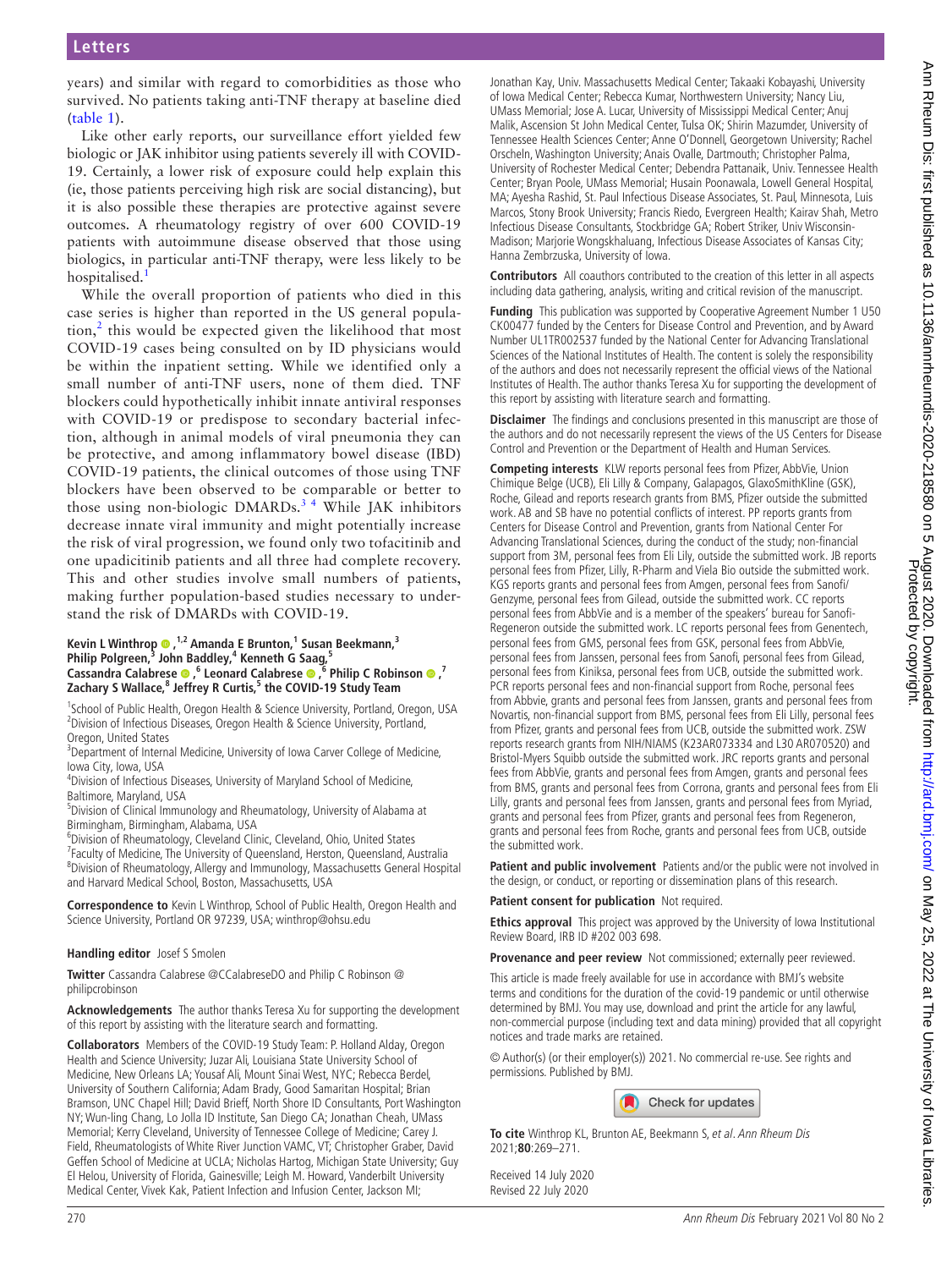years) and similar with regard to comorbidities as those who survived. No patients taking anti-TNF therapy at baseline died (table 1).

Like other early reports, our surveillance effort yielded few biologic or JAK inhibitor using patients severely ill with COVID-19. Certainly, a lower risk of exposure could help explain this (ie, those patients perceiving high risk are social distancing), but it is also possible these therapies are protective against severe outcomes. A rheumatology registry of over 600 COVID-19 patients with autoimmune disease observed that those using biologics, in particular anti-TNF therapy, were less likely to be hospitalised.[1]

While the overall proportion of patients who died in this case series is higher than reported in the US general population,[2] this would be expected given the likelihood that most COVID-19 cases being consulted on by ID physicians would be within the inpatient setting. While we identified only a small number of anti-TNF users, none of them died. TNF blockers could hypothetically inhibit innate antiviral responses with COVID-19 or predispose to secondary bacterial infection, although in animal models of viral pneumonia they can be protective, and among inflammatory bowel disease (IBD) COVID-19 patients, the clinical outcomes of those using TNF blockers have been observed to be comparable or better to those using non-biologic DMARDs.[3,4] While JAK inhibitors decrease innate viral immunity and might potentially increase the risk of viral progression, we found only two tofacitinib and one upadicitinib patients and all three had complete recovery. This and other studies involve small numbers of patients, making further population-based studies necessary to understand the risk of DMARDs with COVID-19.

**Kevin L Winthrop**[1,2] **Amanda E Brunton,**[1] **Susan Beekmann,**[3] **Philip Polgreen,**[3] **John Baddley,**[4] **Kenneth G Saag,**[5] **Cassandra Calabrese**[6] **Leonard Calabrese**[6] **Philip C Robinson**[7] **Zachary S Wallace,**[8] **Jeffrey R Curtis,**[5] **the COVID-19 Study Team**

[1]School of Public Health, Oregon Health & Science University, Portland, Oregon, USA
[2]Division of Infectious Diseases, Oregon Health & Science University, Portland, Oregon, United States
[3]Department of Internal Medicine, University of Iowa Carver College of Medicine, Iowa City, Iowa, USA
[4]Division of Infectious Diseases, University of Maryland School of Medicine, Baltimore, Maryland, USA
[5]Division of Clinical Immunology and Rheumatology, University of Alabama at Birmingham, Birmingham, Alabama, USA
[6]Division of Rheumatology, Cleveland Clinic, Cleveland, Ohio, United States
[7]Faculty of Medicine, The University of Queensland, Herston, Queensland, Australia
[8]Division of Rheumatology, Allergy and Immunology, Massachusetts General Hospital and Harvard Medical School, Boston, Massachusetts, USA

**Correspondence to** Kevin L Winthrop, School of Public Health, Oregon Health and Science University, Portland OR 97239, USA; winthrop@ohsu.edu

**Handling editor** Josef S Smolen

**Twitter** Cassandra Calabrese @CCalabreseDO and Philip C Robinson @philipcrobinson

**Acknowledgements** The author thanks Teresa Xu for supporting the development of this report by assisting with the literature search and formatting.

**Collaborators** Members of the COVID-19 Study Team: P. Holland Alday, Oregon Health and Science University; Juzar Ali, Louisiana State University School of Medicine, New Orleans LA; Yousaf Ali, Mount Sinai West, NYC; Rebecca Berdel, University of Southern California; Adam Brady, Good Samaritan Hospital; Brian Bramson, UNC Chapel Hill; David Brieff, North Shore ID Consultants, Port Washington NY; Wun-ling Chang, Lo Jolla ID Institute, San Diego CA; Jonathan Cheah, UMass Memorial; Kerry Cleveland, University of Tennessee College of Medicine; Carey J. Field, Rheumatologists of White River Junction VAMC, VT; Christopher Graber, David Geffen School of Medicine at UCLA; Nicholas Hartog, Michigan State University; Guy El Helou, University of Florida, Gainesville; Leigh M. Howard, Vanderbilt University Medical Center, Vivek Kak, Patient Infection and Infusion Center, Jackson MI; Jonathan Kay, Univ. Massachusetts Medical Center; Takaaki Kobayashi, University of Iowa Medical Center; Rebecca Kumar, Northwestern University; Nancy Liu, UMass Memorial; Jose A. Lucar, University of Mississippi Medical Center; Anuj Malik, Ascension St John Medical Center, Tulsa OK; Shirin Mazumder, University of Tennessee Health Sciences Center; Anne O'Donnell, Georgetown University; Rachel Orscheln, Washington University; Anais Ovalle, Dartmouth; Christopher Palma, University of Rochester Medical Center; Debendra Pattanaik, Univ. Tennessee Health Center; Bryan Poole, UMass Memorial; Husain Poonawala, Lowell General Hospital, MA; Ayesha Rashid, St. Paul Infectious Disease Associates, St. Paul, Minnesota, Luis Marcos, Stony Brook University; Francis Riedo, Evergreen Health; Kairav Shah, Metro Infectious Disease Consultants, Stockbridge GA; Robert Striker, Univ Wisconsin-Madison; Marjorie Wongskhaluang, Infectious Disease Associates of Kansas City; Hanna Zembrzuska, University of Iowa.

**Contributors** All coauthors contributed to the creation of this letter in all aspects including data gathering, analysis, writing and critical revision of the manuscript.

**Funding** This publication was supported by Cooperative Agreement Number 1 U50 CK00477 funded by the Centers for Disease Control and Prevention, and by Award Number UL1TR002537 funded by the National Center for Advancing Translational Sciences of the National Institutes of Health. The content is solely the responsibility of the authors and does not necessarily represent the official views of the National Institutes of Health. The author thanks Teresa Xu for supporting the development of this report by assisting with literature search and formatting.

**Disclaimer** The findings and conclusions presented in this manuscript are those of the authors and do not necessarily represent the views of the US Centers for Disease Control and Prevention or the Department of Health and Human Services.

**Competing interests** KLW reports personal fees from Pfizer, AbbVie, Union Chimique Belge (UCB), Eli Lilly & Company, Galapagos, GlaxoSmithKline (GSK), Roche, Gilead and reports research grants from BMS, Pfizer outside the submitted work. AB and SB have no potential conflicts of interest. PP reports grants from Centers for Disease Control and Prevention, grants from National Center For Advancing Translational Sciences, during the conduct of the study; non-financial support from 3M, personal fees from Eli Lily, outside the submitted work. JB reports personal fees from Pfizer, Lilly, R-Pharm and Viela Bio outside the submitted work. KGS reports grants and personal fees from Amgen, personal fees from Sanofi/Genzyme, personal fees from Gilead, outside the submitted work. CC reports personal fees from AbbVie and is a member of the speakers' bureau for Sanofi-Regeneron outside the submitted work. LC reports personal fees from Genentech, personal fees from GMS, personal fees from GSK, personal fees from AbbVie, personal fees from Janssen, personal fees from Sanofi, personal fees from Gilead, personal fees from Kiniksa, personal fees from UCB, outside the submitted work. PCR reports personal fees and non-financial support from Roche, personal fees from Abbvie, grants and personal fees from Janssen, grants and personal fees from Novartis, non-financial support from BMS, personal fees from Eli Lilly, personal fees from Pfizer, grants and personal fees from UCB, outside the submitted work. ZSW reports research grants from NIH/NIAMS (K23AR073334 and L30 AR070520) and Bristol-Myers Squibb outside the submitted work. JRC reports grants and personal fees from AbbVie, grants and personal fees from Amgen, grants and personal fees from BMS, grants and personal fees from Corrona, grants and personal fees from Eli Lilly, grants and personal fees from Janssen, grants and personal fees from Myriad, grants and personal fees from Pfizer, grants and personal fees from Regeneron, grants and personal fees from Roche, grants and personal fees from UCB, outside the submitted work.

**Patient and public involvement** Patients and/or the public were not involved in the design, or conduct, or reporting or dissemination plans of this research.

**Patient consent for publication** Not required.

**Ethics approval** This project was approved by the University of Iowa Institutional Review Board, IRB ID #202 003 698.

**Provenance and peer review** Not commissioned; externally peer reviewed.

This article is made freely available for use in accordance with BMJ's website terms and conditions for the duration of the covid-19 pandemic or until otherwise determined by BMJ. You may use, download and print the article for any lawful, non-commercial purpose (including text and data mining) provided that all copyright notices and trade marks are retained.

© Author(s) (or their employer(s)) 2021. No commercial re-use. See rights and permissions. Published by BMJ.

**To cite** Winthrop KL, Brunton AE, Beekmann S, *et al*. *Ann Rheum Dis* 2021;**80**:269–271.

Received 14 July 2020
Revised 22 July 2020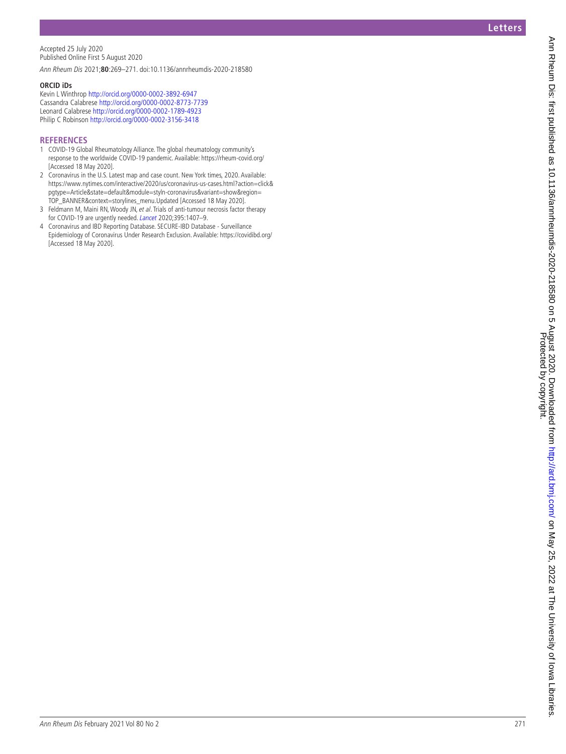Accepted 25 July 2020
Published Online First 5 August 2020

*Ann Rheum Dis* 2021;**80**:269–271. doi:10.1136/annrheumdis-2020-218580

**ORCID iDs**

Kevin L Winthrop http://orcid.org/0000-0002-3892-6947
Cassandra Calabrese http://orcid.org/0000-0002-8773-7739
Leonard Calabrese http://orcid.org/0000-0002-1789-4923
Philip C Robinson http://orcid.org/0000-0002-3156-3418

## REFERENCES

1. COVID-19 Global Rheumatology Alliance. The global rheumatology community's response to the worldwide COVID-19 pandemic. Available: https://rheum-covid.org/ [Accessed 18 May 2020].
2. Coronavirus in the U.S. Latest map and case count. New York times, 2020. Available: https://www.nytimes.com/interactive/2020/us/coronavirus-us-cases.html?action=click&pgtype=Article&state=default&module=styln-coronavirus&variant=show&region=TOP_BANNER&context=storylines_menu.Updated [Accessed 18 May 2020].
3. Feldmann M, Maini RN, Woody JN, *et al*. Trials of anti-tumour necrosis factor therapy for COVID-19 are urgently needed. *Lancet* 2020;395:1407–9.
4. Coronavirus and IBD Reporting Database. SECURE-IBD Database - Surveillance Epidemiology of Coronavirus Under Research Exclusion. Available: https://covidibd.org/ [Accessed 18 May 2020].